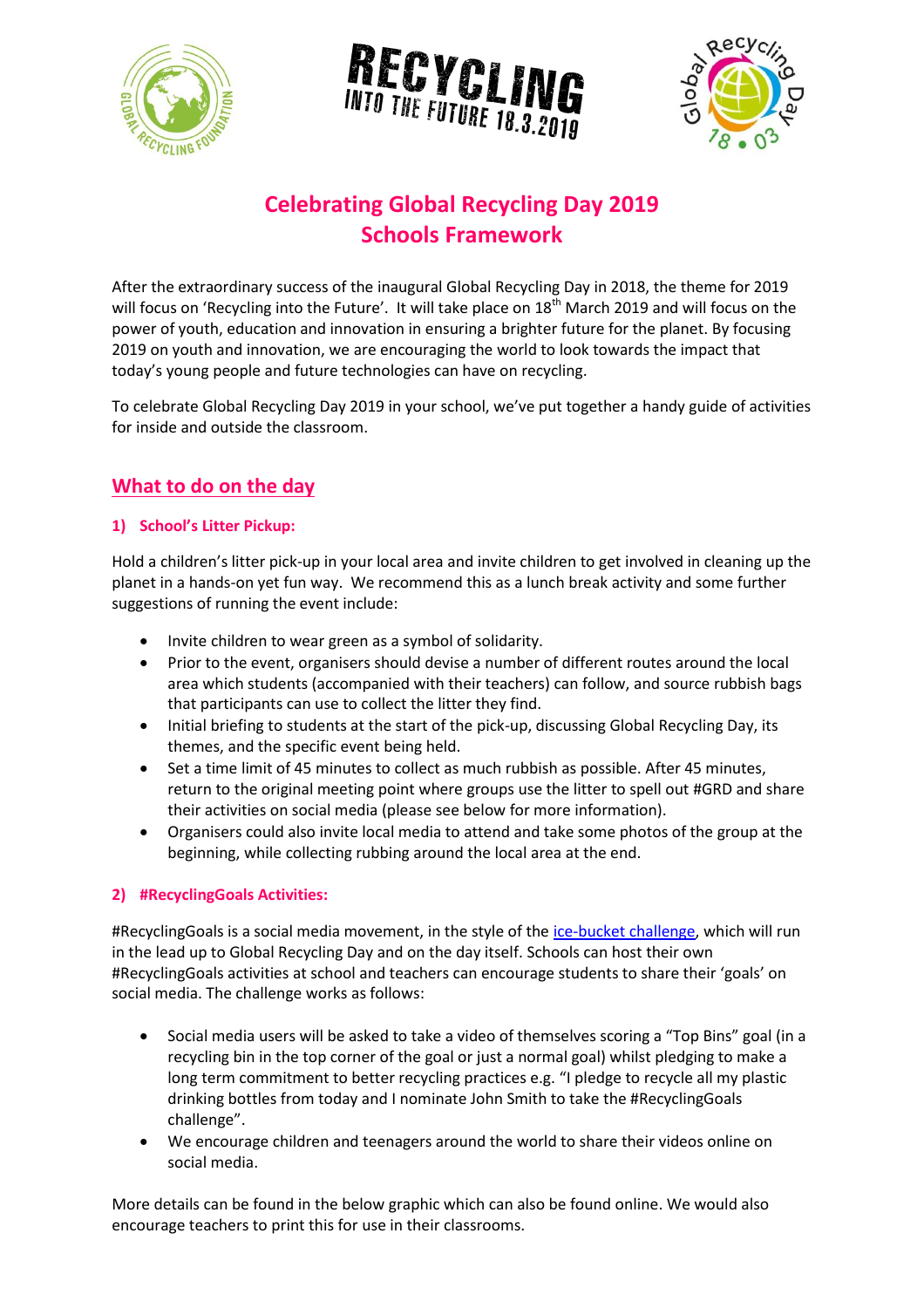# Celebrating Global Recycling Day 2019
# Schools Framework

After the extraordinary success of the inaugural Global Recycling Day in 2018, the theme for 2019 will focus on 'Recycling into the Future'. It will take place on 18th March 2019 and will focus on the power of youth, education and innovation in ensuring a brighter future for the planet. By focusing 2019 on youth and innovation, we are encouraging the world to look towards the impact that today's young people and future technologies can have on recycling.

To celebrate Global Recycling Day 2019 in your school, we've put together a handy guide of activities for inside and outside the classroom.

## What to do on the day

### 1) School's Litter Pickup:

Hold a children's litter pick-up in your local area and invite children to get involved in cleaning up the planet in a hands-on yet fun way. We recommend this as a lunch break activity and some further suggestions of running the event include:

- Invite children to wear green as a symbol of solidarity.
- Prior to the event, organisers should devise a number of different routes around the local area which students (accompanied with their teachers) can follow, and source rubbish bags that participants can use to collect the litter they find.
- Initial briefing to students at the start of the pick-up, discussing Global Recycling Day, its themes, and the specific event being held.
- Set a time limit of 45 minutes to collect as much rubbish as possible. After 45 minutes, return to the original meeting point where groups use the litter to spell out #GRD and share their activities on social media (please see below for more information).
- Organisers could also invite local media to attend and take some photos of the group at the beginning, while collecting rubbing around the local area at the end.

### 2) #RecyclingGoals Activities:

#RecyclingGoals is a social media movement, in the style of the ice-bucket challenge, which will run in the lead up to Global Recycling Day and on the day itself. Schools can host their own #RecyclingGoals activities at school and teachers can encourage students to share their 'goals' on social media. The challenge works as follows:

- Social media users will be asked to take a video of themselves scoring a "Top Bins" goal (in a recycling bin in the top corner of the goal or just a normal goal) whilst pledging to make a long term commitment to better recycling practices e.g. "I pledge to recycle all my plastic drinking bottles from today and I nominate John Smith to take the #RecyclingGoals challenge".
- We encourage children and teenagers around the world to share their videos online on social media.

More details can be found in the below graphic which can also be found online. We would also encourage teachers to print this for use in their classrooms.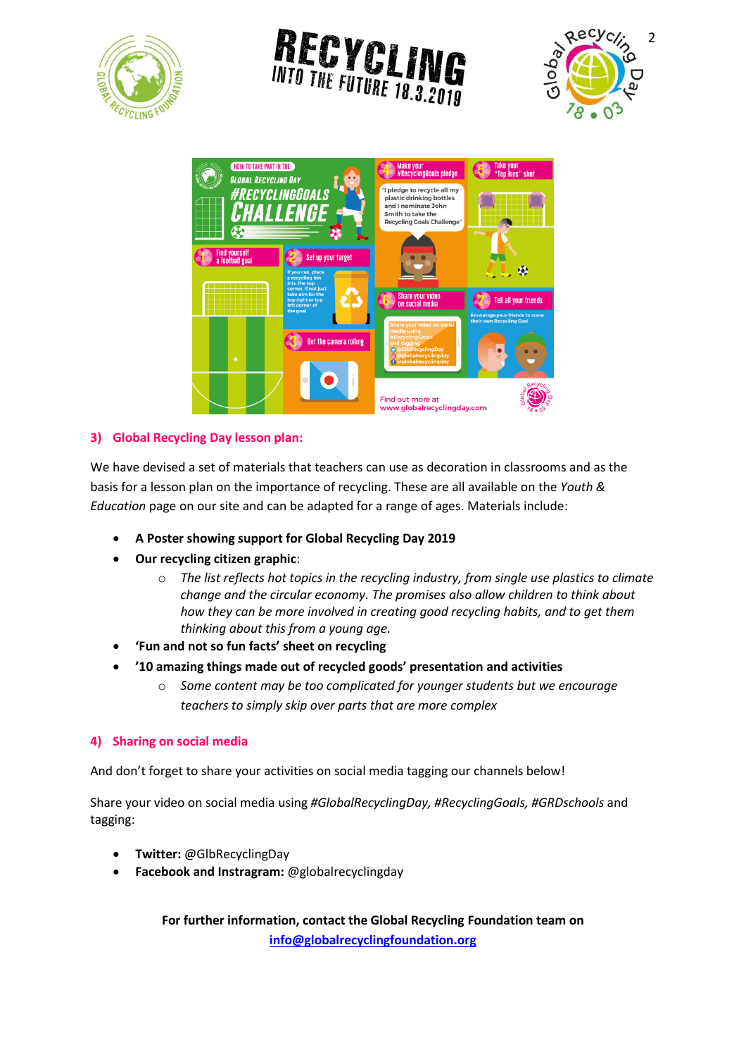## 3) Global Recycling Day lesson plan:

We have devised a set of materials that teachers can use as decoration in classrooms and as the basis for a lesson plan on the importance of recycling. These are all available on the *Youth & Education* page on our site and can be adapted for a range of ages. Materials include:

- **A Poster showing support for Global Recycling Day 2019**
- **Our recycling citizen graphic**:
  - *The list reflects hot topics in the recycling industry, from single use plastics to climate change and the circular economy. The promises also allow children to think about how they can be more involved in creating good recycling habits, and to get them thinking about this from a young age.*
- **'Fun and not so fun facts' sheet on recycling**
- **'10 amazing things made out of recycled goods' presentation and activities**
  - *Some content may be too complicated for younger students but we encourage teachers to simply skip over parts that are more complex*

## 4) Sharing on social media

And don't forget to share your activities on social media tagging our channels below!

Share your video on social media using *#GlobalRecyclingDay, #RecyclingGoals, #GRDschools* and tagging:

- **Twitter:** @GlbRecyclingDay
- **Facebook and Instragram:** @globalrecyclingday

**For further information, contact the Global Recycling Foundation team on [info@globalrecyclingfoundation.org](mailto:info@globalrecyclingfoundation.org)**